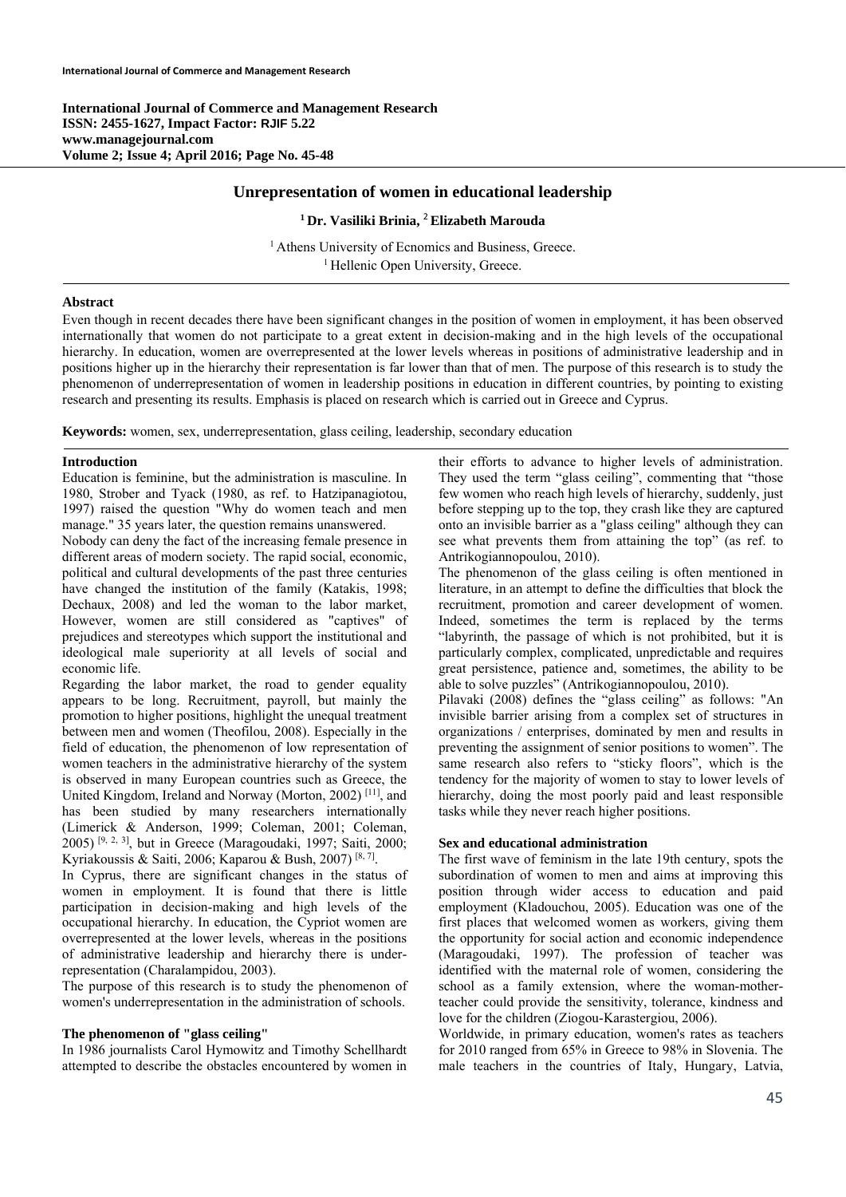# Unrepresentation of women in educational leadership

**[1] Dr. Vasiliki Brinia, [2] Elizabeth Marouda**

[1] Athens University of Ecnomics and Business, Greece.
[1] Hellenic Open University, Greece.

## Abstract

Even though in recent decades there have been significant changes in the position of women in employment, it has been observed internationally that women do not participate to a great extent in decision-making and in the high levels of the occupational hierarchy. In education, women are overrepresented at the lower levels whereas in positions of administrative leadership and in positions higher up in the hierarchy their representation is far lower than that of men. The purpose of this research is to study the phenomenon of underrepresentation of women in leadership positions in education in different countries, by pointing to existing research and presenting its results. Emphasis is placed on research which is carried out in Greece and Cyprus.

**Keywords:** women, sex, underrepresentation, glass ceiling, leadership, secondary education

## Introduction

Education is feminine, but the administration is masculine. In 1980, Strober and Tyack (1980, as ref. to Hatzipanagiotou, 1997) raised the question "Why do women teach and men manage." 35 years later, the question remains unanswered.

Nobody can deny the fact of the increasing female presence in different areas of modern society. The rapid social, economic, political and cultural developments of the past three centuries have changed the institution of the family (Katakis, 1998; Dechaux, 2008) and led the woman to the labor market, However, women are still considered as "captives" of prejudices and stereotypes which support the institutional and ideological male superiority at all levels of social and economic life.

Regarding the labor market, the road to gender equality appears to be long. Recruitment, payroll, but mainly the promotion to higher positions, highlight the unequal treatment between men and women (Theofilou, 2008). Especially in the field of education, the phenomenon of low representation of women teachers in the administrative hierarchy of the system is observed in many European countries such as Greece, the United Kingdom, Ireland and Norway (Morton, 2002) [11], and has been studied by many researchers internationally (Limerick & Anderson, 1999; Coleman, 2001; Coleman, 2005) [9, 2, 3], but in Greece (Maragoudaki, 1997; Saiti, 2000; Kyriakoussis & Saiti, 2006; Kaparou & Bush, 2007) [8, 7].

In Cyprus, there are significant changes in the status of women in employment. It is found that there is little participation in decision-making and high levels of the occupational hierarchy. In education, the Cypriot women are overrepresented at the lower levels, whereas in the positions of administrative leadership and hierarchy there is under-representation (Charalampidou, 2003).

The purpose of this research is to study the phenomenon of women's underrepresentation in the administration of schools.

## The phenomenon of "glass ceiling"

In 1986 journalists Carol Hymowitz and Timothy Schellhardt attempted to describe the obstacles encountered by women in their efforts to advance to higher levels of administration. They used the term "glass ceiling", commenting that "those few women who reach high levels of hierarchy, suddenly, just before stepping up to the top, they crash like they are captured onto an invisible barrier as a "glass ceiling" although they can see what prevents them from attaining the top" (as ref. to Antrikogiannopoulou, 2010).

The phenomenon of the glass ceiling is often mentioned in literature, in an attempt to define the difficulties that block the recruitment, promotion and career development of women. Indeed, sometimes the term is replaced by the terms "labyrinth, the passage of which is not prohibited, but it is particularly complex, complicated, unpredictable and requires great persistence, patience and, sometimes, the ability to be able to solve puzzles" (Antrikogiannopoulou, 2010).

Pilavaki (2008) defines the "glass ceiling" as follows: "An invisible barrier arising from a complex set of structures in organizations / enterprises, dominated by men and results in preventing the assignment of senior positions to women". The same research also refers to "sticky floors", which is the tendency for the majority of women to stay to lower levels of hierarchy, doing the most poorly paid and least responsible tasks while they never reach higher positions.

## Sex and educational administration

The first wave of feminism in the late 19th century, spots the subordination of women to men and aims at improving this position through wider access to education and paid employment (Kladouchou, 2005). Education was one of the first places that welcomed women as workers, giving them the opportunity for social action and economic independence (Maragoudaki, 1997). The profession of teacher was identified with the maternal role of women, considering the school as a family extension, where the woman-mother-teacher could provide the sensitivity, tolerance, kindness and love for the children (Ziogou-Karastergiou, 2006).

Worldwide, in primary education, women's rates as teachers for 2010 ranged from 65% in Greece to 98% in Slovenia. The male teachers in the countries of Italy, Hungary, Latvia,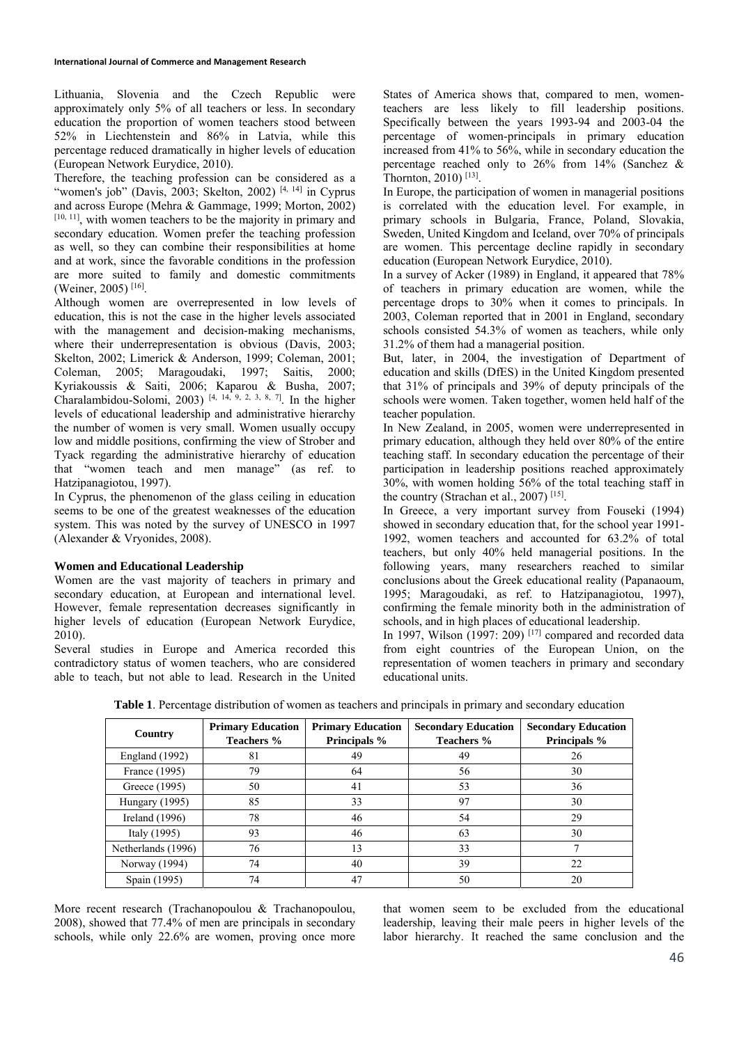Lithuania, Slovenia and the Czech Republic were approximately only 5% of all teachers or less. In secondary education the proportion of women teachers stood between 52% in Liechtenstein and 86% in Latvia, while this percentage reduced dramatically in higher levels of education (European Network Eurydice, 2010).

Therefore, the teaching profession can be considered as a "women's job" (Davis, 2003; Skelton, 2002) [4, 14] in Cyprus and across Europe (Mehra & Gammage, 1999; Morton, 2002) [10, 11], with women teachers to be the majority in primary and secondary education. Women prefer the teaching profession as well, so they can combine their responsibilities at home and at work, since the favorable conditions in the profession are more suited to family and domestic commitments (Weiner, 2005) [16].

Although women are overrepresented in low levels of education, this is not the case in the higher levels associated with the management and decision-making mechanisms, where their underrepresentation is obvious (Davis, 2003; Skelton, 2002; Limerick & Anderson, 1999; Coleman, 2001; Coleman, 2005; Maragoudaki, 1997; Saitis, 2000; Kyriakoussis & Saiti, 2006; Kaparou & Busha, 2007; Charalambidou-Solomi, 2003) [4, 14, 9, 2, 3, 8, 7]. In the higher levels of educational leadership and administrative hierarchy the number of women is very small. Women usually occupy low and middle positions, confirming the view of Strober and Tyack regarding the administrative hierarchy of education that "women teach and men manage" (as ref. to Hatzipanagiotou, 1997).

In Cyprus, the phenomenon of the glass ceiling in education seems to be one of the greatest weaknesses of the education system. This was noted by the survey of UNESCO in 1997 (Alexander & Vryonides, 2008).

### Women and Educational Leadership

Women are the vast majority of teachers in primary and secondary education, at European and international level. However, female representation decreases significantly in higher levels of education (European Network Eurydice, 2010).

Several studies in Europe and America recorded this contradictory status of women teachers, who are considered able to teach, but not able to lead. Research in the United States of America shows that, compared to men, women-teachers are less likely to fill leadership positions. Specifically between the years 1993-94 and 2003-04 the percentage of women-principals in primary education increased from 41% to 56%, while in secondary education the percentage reached only to 26% from 14% (Sanchez & Thornton, 2010) [13].

In Europe, the participation of women in managerial positions is correlated with the education level. For example, in primary schools in Bulgaria, France, Poland, Slovakia, Sweden, United Kingdom and Iceland, over 70% of principals are women. This percentage decline rapidly in secondary education (European Network Eurydice, 2010).

In a survey of Acker (1989) in England, it appeared that 78% of teachers in primary education are women, while the percentage drops to 30% when it comes to principals. In 2003, Coleman reported that in 2001 in England, secondary schools consisted 54.3% of women as teachers, while only 31.2% of them had a managerial position.

But, later, in 2004, the investigation of Department of education and skills (DfES) in the United Kingdom presented that 31% of principals and 39% of deputy principals of the schools were women. Taken together, women held half of the teacher population.

In New Zealand, in 2005, women were underrepresented in primary education, although they held over 80% of the entire teaching staff. In secondary education the percentage of their participation in leadership positions reached approximately 30%, with women holding 56% of the total teaching staff in the country (Strachan et al., 2007) [15].

In Greece, a very important survey from Fouseki (1994) showed in secondary education that, for the school year 1991-1992, women teachers and accounted for 63.2% of total teachers, but only 40% held managerial positions. In the following years, many researchers reached to similar conclusions about the Greek educational reality (Papanaoum, 1995; Maragoudaki, as ref. to Hatzipanagiotou, 1997), confirming the female minority both in the administration of schools, and in high places of educational leadership.

In 1997, Wilson (1997: 209) [17] compared and recorded data from eight countries of the European Union, on the representation of women teachers in primary and secondary educational units.

**Table 1**. Percentage distribution of women as teachers and principals in primary and secondary education

| Country | Primary Education Teachers % | Primary Education Principals % | Secondary Education Teachers % | Secondary Education Principals % |
|---|---|---|---|---|
| England (1992) | 81 | 49 | 49 | 26 |
| France (1995) | 79 | 64 | 56 | 30 |
| Greece (1995) | 50 | 41 | 53 | 36 |
| Hungary (1995) | 85 | 33 | 97 | 30 |
| Ireland (1996) | 78 | 46 | 54 | 29 |
| Italy (1995) | 93 | 46 | 63 | 30 |
| Netherlands (1996) | 76 | 13 | 33 | 7 |
| Norway (1994) | 74 | 40 | 39 | 22 |
| Spain (1995) | 74 | 47 | 50 | 20 |

More recent research (Trachanopoulou & Trachanopoulou, 2008), showed that 77.4% of men are principals in secondary schools, while only 22.6% are women, proving once more that women seem to be excluded from the educational leadership, leaving their male peers in higher levels of the labor hierarchy. It reached the same conclusion and the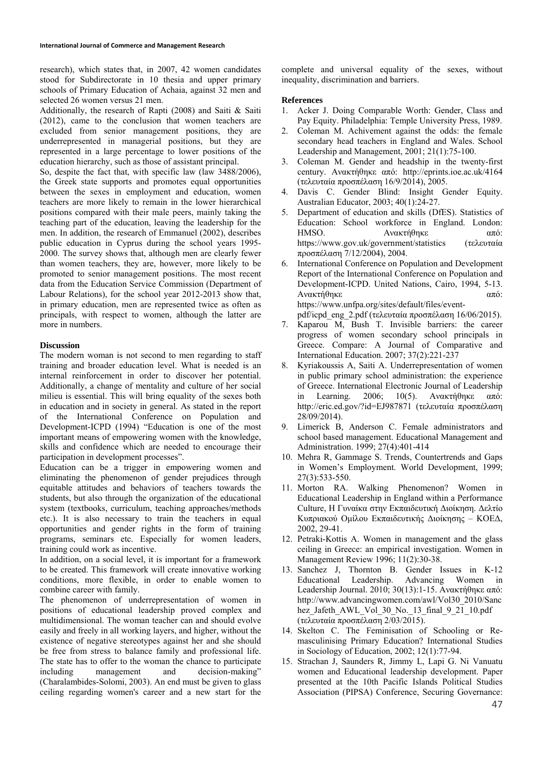research), which states that, in 2007, 42 women candidates stood for Subdirectorate in 10 thesia and upper primary schools of Primary Education of Achaia, against 32 men and selected 26 women versus 21 men.

Additionally, the research of Rapti (2008) and Saiti & Saiti (2012), came to the conclusion that women teachers are excluded from senior management positions, they are underrepresented in managerial positions, but they are represented in a large percentage to lower positions of the education hierarchy, such as those of assistant principal.

So, despite the fact that, with specific law (law 3488/2006), the Greek state supports and promotes equal opportunities between the sexes in employment and education, women teachers are more likely to remain in the lower hierarchical positions compared with their male peers, mainly taking the teaching part of the education, leaving the leadership for the men. In addition, the research of Emmanuel (2002), describes public education in Cyprus during the school years 1995-2000. The survey shows that, although men are clearly fewer than women teachers, they are, however, more likely to be promoted to senior management positions. The most recent data from the Education Service Commission (Department of Labour Relations), for the school year 2012-2013 show that, in primary education, men are represented twice as often as principals, with respect to women, although the latter are more in numbers.

## Discussion

The modern woman is not second to men regarding to staff training and broader education level. What is needed is an internal reinforcement in order to discover her potential. Additionally, a change of mentality and culture of her social milieu is essential. This will bring equality of the sexes both in education and in society in general. As stated in the report of the International Conference on Population and Development-ICPD (1994) "Education is one of the most important means of empowering women with the knowledge, skills and confidence which are needed to encourage their participation in development processes".

Education can be a trigger in empowering women and eliminating the phenomenon of gender prejudices through equitable attitudes and behaviors of teachers towards the students, but also through the organization of the educational system (textbooks, curriculum, teaching approaches/methods etc.). It is also necessary to train the teachers in equal opportunities and gender rights in the form of training programs, seminars etc. Especially for women leaders, training could work as incentive.

In addition, on a social level, it is important for a framework to be created. This framework will create innovative working conditions, more flexible, in order to enable women to combine career with family.

The phenomenon of underrepresentation of women in positions of educational leadership proved complex and multidimensional. The woman teacher can and should evolve easily and freely in all working layers, and higher, without the existence of negative stereotypes against her and she should be free from stress to balance family and professional life. The state has to offer to the woman the chance to participate including management and decision-making" (Charalambides-Solomi, 2003). An end must be given to glass ceiling regarding women's career and a new start for the complete and universal equality of the sexes, without inequality, discrimination and barriers.

## References

1. Acker J. Doing Comparable Worth: Gender, Class and Pay Equity. Philadelphia: Temple University Press, 1989.
2. Coleman M. Achivement against the odds: the female secondary head teachers in England and Wales. School Leadership and Management, 2001; 21(1):75-100.
3. Coleman M. Gender and headship in the twenty-first century. Ανακτήθηκε από: http://eprints.ioe.ac.uk/4164 (τελευταία προσπέλαση 16/9/2014), 2005.
4. Davis C. Gender Blind: Insight Gender Equity. Australian Educator, 2003; 40(1):24-27.
5. Department of education and skills (DfES). Statistics of Education: School workforce in England. London: HMSO. Ανακτήθηκε από: https://www.gov.uk/government/statistics (τελευταία προσπέλαση 7/12/2004), 2004.
6. International Conference on Population and Development Report of the International Conference on Population and Development-ICPD. United Nations, Cairo, 1994, 5-13. Ανακτήθηκε από: https://www.unfpa.org/sites/default/files/event-pdf/icpd_eng_2.pdf (τελευταία προσπέλαση 16/06/2015).
7. Kaparou M, Bush T. Invisible barriers: the career progress of women secondary school principals in Greece. Compare: A Journal of Comparative and International Education. 2007; 37(2):221-237
8. Kyriakoussis A, Saiti A. Underrepresentation of women in public primary school administration: the experience of Greece. International Electronic Journal of Leadership in Learning. 2006; 10(5). Ανακτήθηκε από: http://eric.ed.gov/?id=EJ987871 (τελευταία προσπέλαση 28/09/2014).
9. Limerick B, Anderson C. Female administrators and school based management. Educational Management and Administration. 1999; 27(4):401-414
10. Mehra R, Gammage S. Trends, Countertrends and Gaps in Women's Employment. World Development, 1999; 27(3):533-550.
11. Morton RA. Walking Phenomenon? Women in Educational Leadership in England within a Performance Culture, Η Γυναίκα στην Εκπαιδευτική Διοίκηση. Δελτίο Κυπριακού Ομίλου Εκπαιδευτικής Διοίκησης – ΚΟΕΔ, 2002, 29-41.
12. Petraki-Kottis A. Women in management and the glass ceiling in Greece: an empirical investigation. Women in Management Review 1996; 11(2):30-38.
13. Sanchez J, Thornton B. Gender Issues in K-12 Educational Leadership. Advancing Women in Leadership Journal. 2010; 30(13):1-15. Ανακτήθηκε από: http://www.advancingwomen.com/awl/Vol30_2010/Sanchez_Jafeth_AWL_Vol_30_No._13_final_9_21_10.pdf (τελευταία προσπέλαση 2/03/2015).
14. Skelton C. The Feminisation of Schooling or Re-masculinising Primary Education? International Studies in Sociology of Education, 2002; 12(1):77-94.
15. Strachan J, Saunders R, Jimmy L, Lapi G. Ni Vanuatu women and Educational leadership development. Paper presented at the 10th Pacific Islands Political Studies Association (PIPSA) Conference, Securing Governance: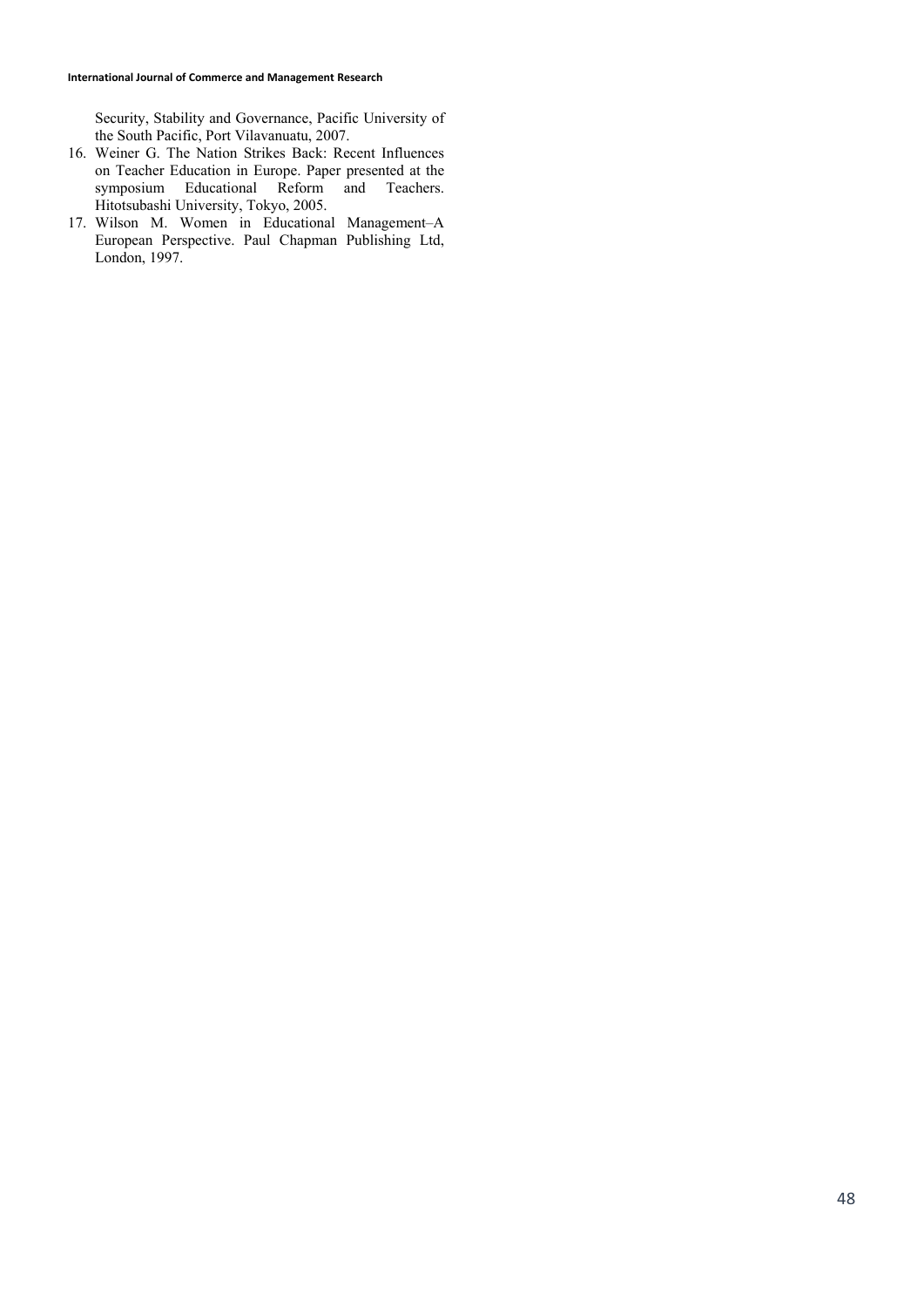Security, Stability and Governance, Pacific University of the South Pacific, Port Vilavanuatu, 2007.

16. Weiner G. The Nation Strikes Back: Recent Influences on Teacher Education in Europe. Paper presented at the symposium Educational Reform and Teachers. Hitotsubashi University, Tokyo, 2005.
17. Wilson M. Women in Educational Management–A European Perspective. Paul Chapman Publishing Ltd, London, 1997.